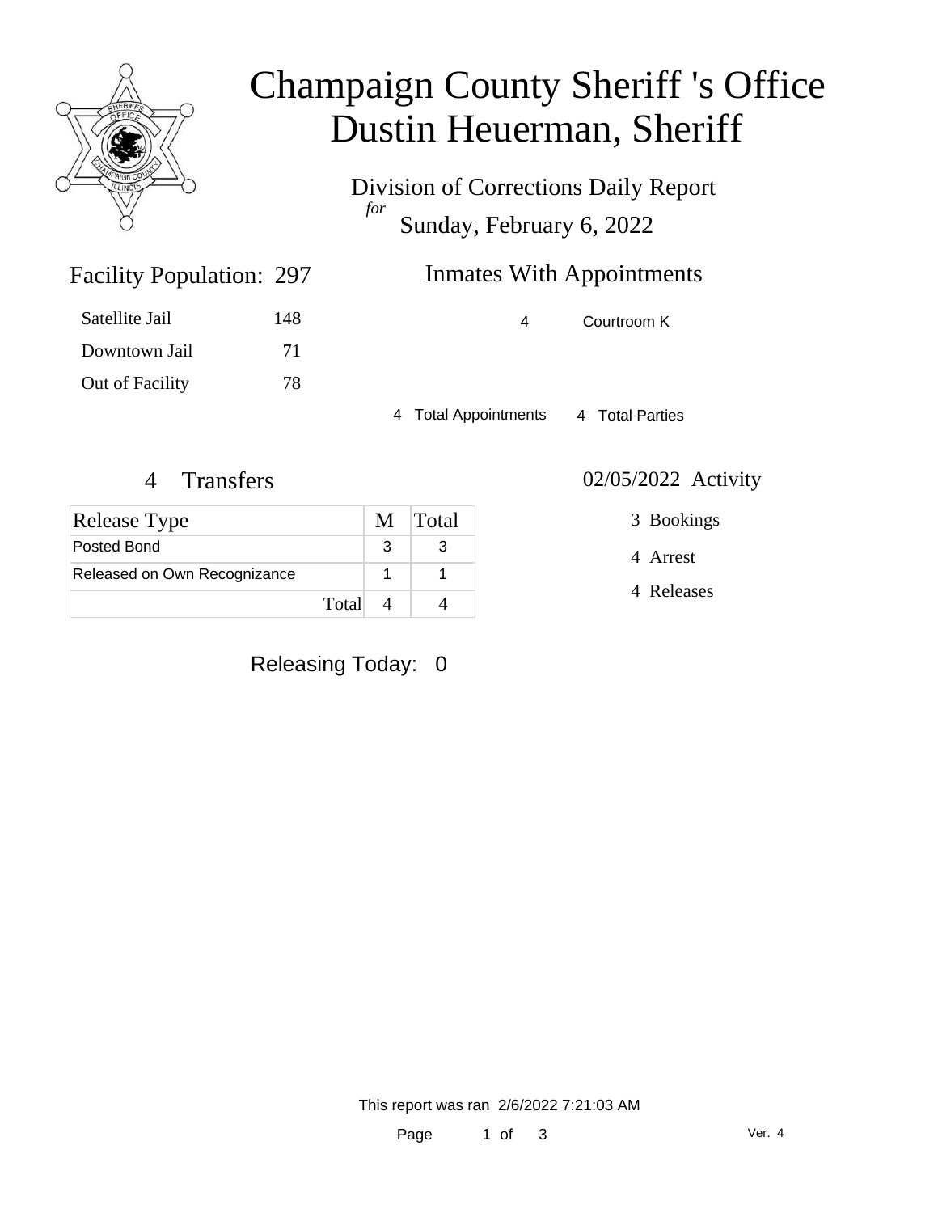# Champaign County Sheriff 's Office
# Dustin Heuerman, Sheriff

Division of Corrections Daily Report

*for*

Sunday, February 6, 2022

## Facility Population: 297

| | |
|---|---|
| Satellite Jail | 148 |
| Downtown Jail | 71 |
| Out of Facility | 78 |

## Inmates With Appointments

| | |
|---|---|
| 4 | Courtroom K |

4 Total Appointments     4 Total Parties

## 4 Transfers

| Release Type | M | Total |
|---|---|---|
| Posted Bond | 3 | 3 |
| Released on Own Recognizance | 1 | 1 |
| Total | 4 | 4 |

## 02/05/2022 Activity

3 Bookings

4 Arrest

4 Releases

Releasing Today: 0

This report was ran 2/6/2022 7:21:03 AM

Ver. 4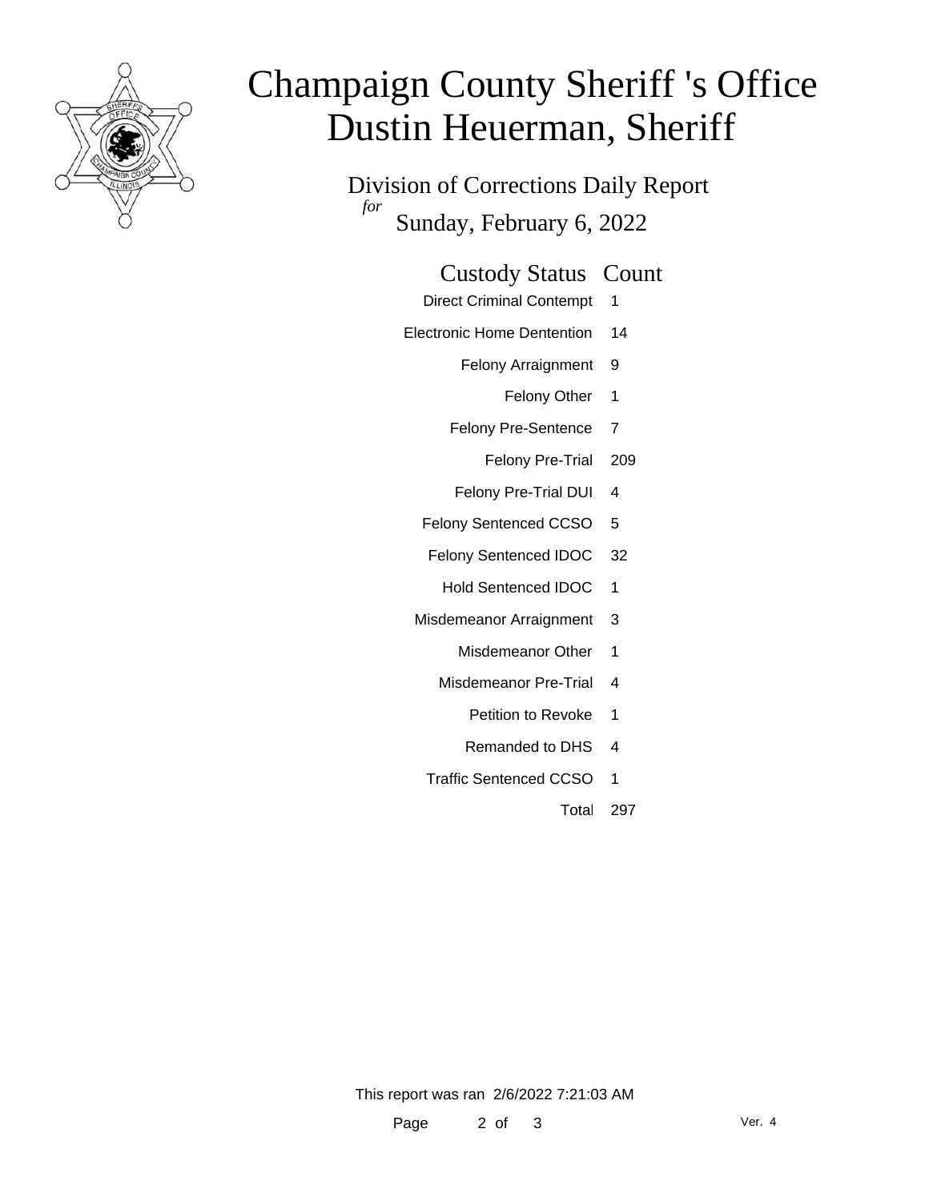# Champaign County Sheriff 's Office
# Dustin Heuerman, Sheriff

## Division of Corrections Daily Report

*for*

Sunday, February 6, 2022

| Custody Status | Count |
|---|---|
| Direct Criminal Contempt | 1 |
| Electronic Home Dentention | 14 |
| Felony Arraignment | 9 |
| Felony Other | 1 |
| Felony Pre-Sentence | 7 |
| Felony Pre-Trial | 209 |
| Felony Pre-Trial DUI | 4 |
| Felony Sentenced CCSO | 5 |
| Felony Sentenced IDOC | 32 |
| Hold Sentenced IDOC | 1 |
| Misdemeanor Arraignment | 3 |
| Misdemeanor Other | 1 |
| Misdemeanor Pre-Trial | 4 |
| Petition to Revoke | 1 |
| Remanded to DHS | 4 |
| Traffic Sentenced CCSO | 1 |
| Total | 297 |

This report was ran 2/6/2022 7:21:03 AM

Ver. 4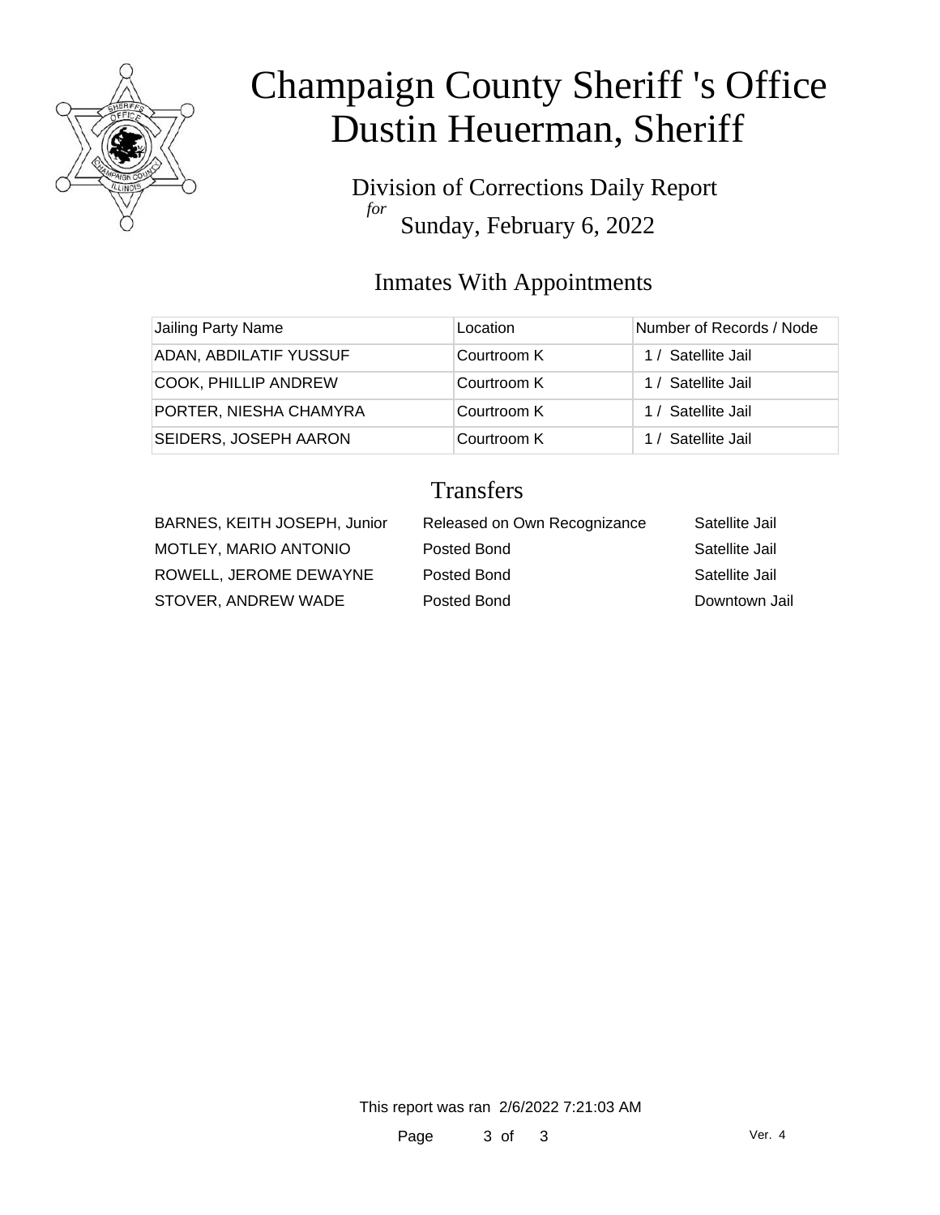# Champaign County Sheriff 's Office
# Dustin Heuerman, Sheriff

Division of Corrections Daily Report
*for*
Sunday, February 6, 2022

## Inmates With Appointments

| Jailing Party Name | Location | Number of Records / Node |
|---|---|---|
| ADAN, ABDILATIF YUSSUF | Courtroom K | 1 / Satellite Jail |
| COOK, PHILLIP ANDREW | Courtroom K | 1 / Satellite Jail |
| PORTER, NIESHA CHAMYRA | Courtroom K | 1 / Satellite Jail |
| SEIDERS, JOSEPH AARON | Courtroom K | 1 / Satellite Jail |

## Transfers

| | | |
|---|---|---|
| BARNES, KEITH JOSEPH, Junior | Released on Own Recognizance | Satellite Jail |
| MOTLEY, MARIO ANTONIO | Posted Bond | Satellite Jail |
| ROWELL, JEROME DEWAYNE | Posted Bond | Satellite Jail |
| STOVER, ANDREW WADE | Posted Bond | Downtown Jail |

This report was ran 2/6/2022 7:21:03 AM

Ver. 4